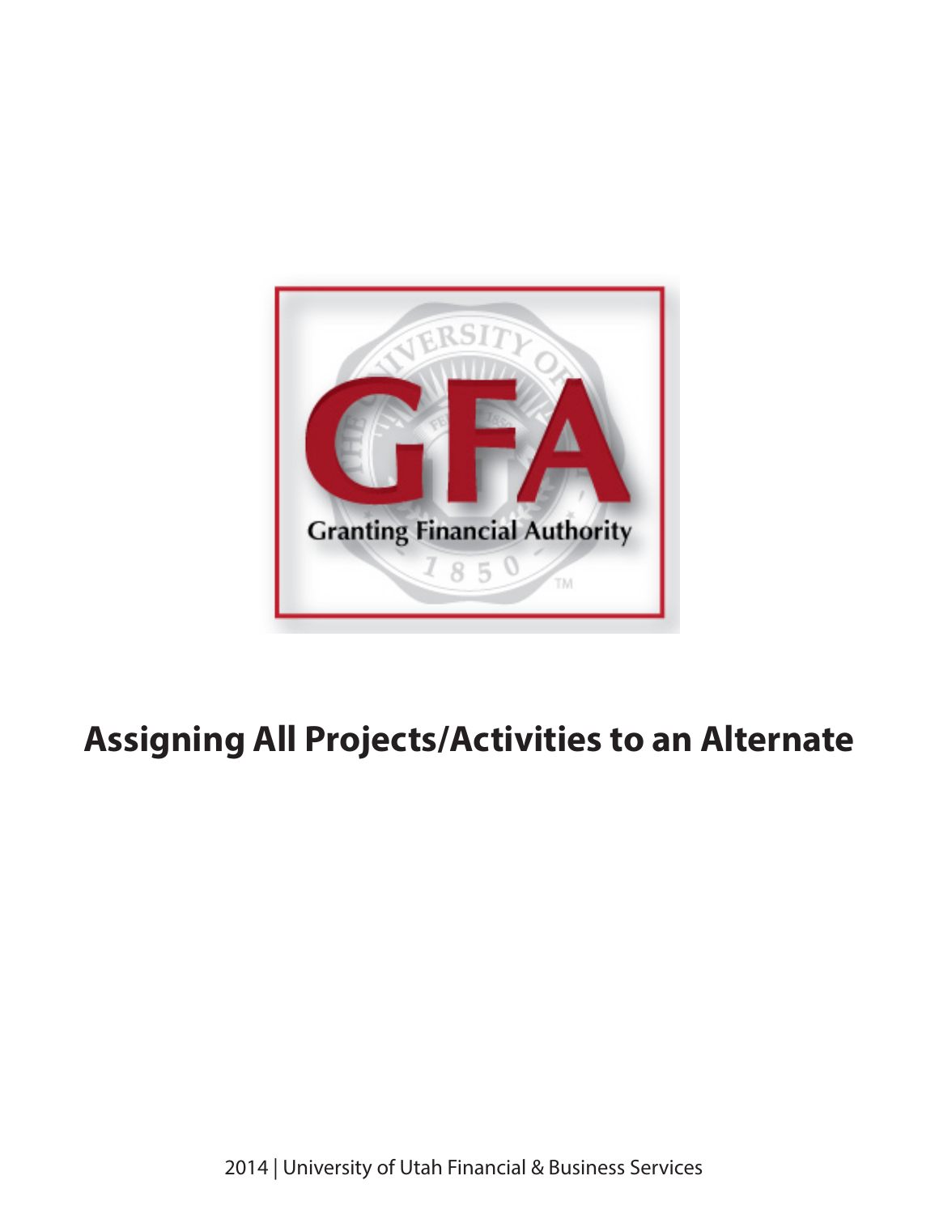GFA

Granting Financial Authority

# Assigning All Projects/Activities to an Alternate

2014 | University of Utah Financial & Business Services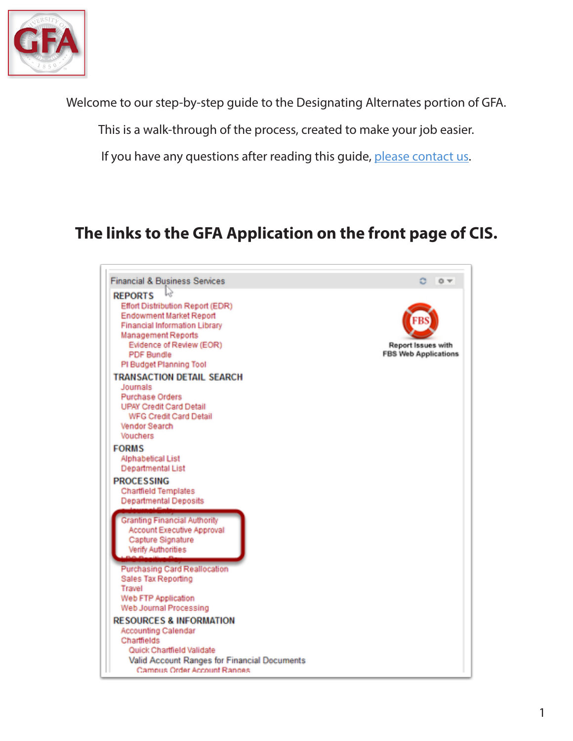Welcome to our step-by-step guide to the Designating Alternates portion of GFA.

This is a walk-through of the process, created to make your job easier.

If you have any questions after reading this guide, please contact us.

## The links to the GFA Application on the front page of CIS.

Financial & Business Services

**REPORTS**
- Effort Distribution Report (EDR)
- Endowment Market Report
- Financial Information Library
- Management Reports
  - Evidence of Review (EOR)
  - PDF Bundle
- PI Budget Planning Tool

**TRANSACTION DETAIL SEARCH**
- Journals
- Purchase Orders
- UPAY Credit Card Detail
  - WFG Credit Card Detail
- Vendor Search
- Vouchers

**FORMS**
- Alphabetical List
- Departmental List

**PROCESSING**
- Chartfield Templates
- Departmental Deposits
- Granting Financial Authority
  - Account Executive Approval
  - Capture Signature
  - Verify Authorities
- Purchasing Card Reallocation
- Sales Tax Reporting
- Travel
- Web FTP Application
- Web Journal Processing

**RESOURCES & INFORMATION**
- Accounting Calendar
- Chartfields
  - Quick Chartfield Validate
  - Valid Account Ranges for Financial Documents
    - Campus Order Account Ranges

Report Issues with FBS Web Applications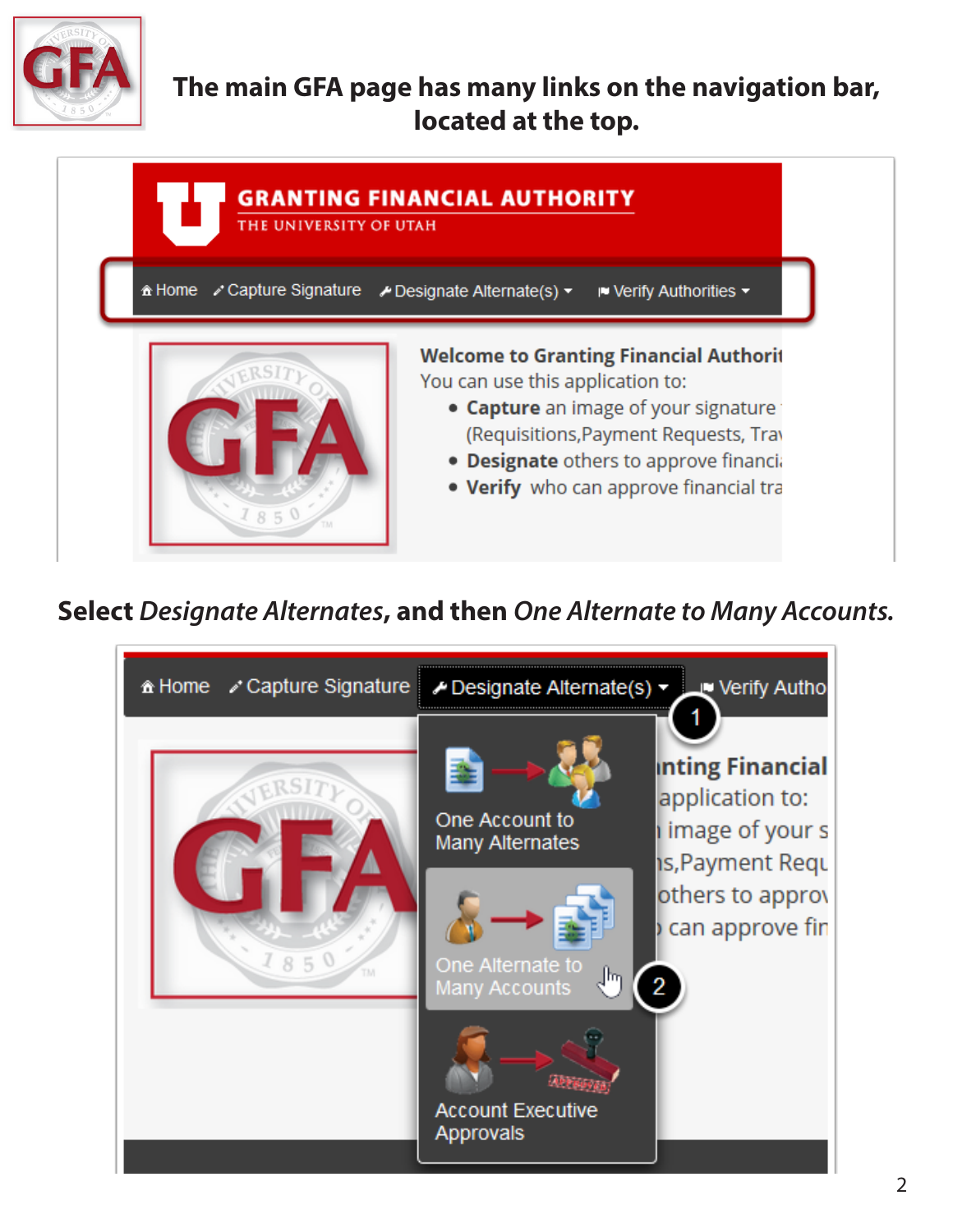**The main GFA page has many links on the navigation bar, located at the top.**

**Select** ***Designate Alternates*****, and then** ***One Alternate to Many Accounts*****.**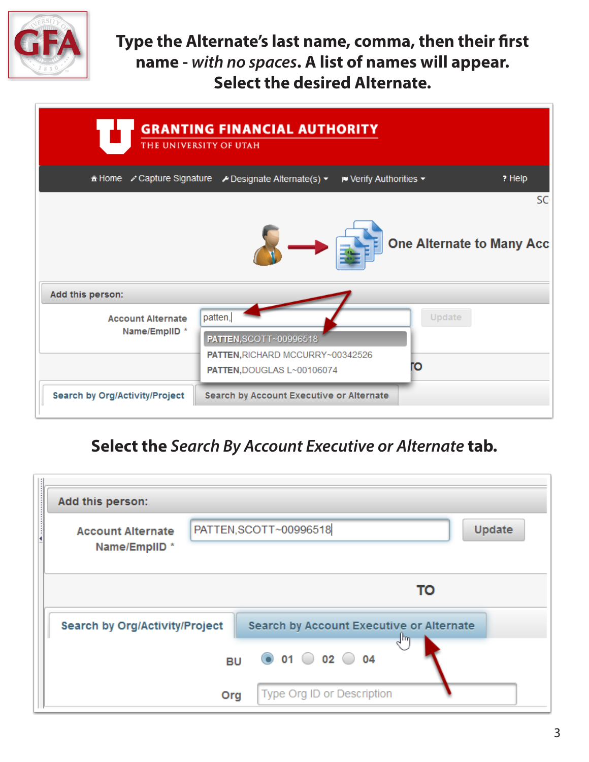**Type the Alternate's last name, comma, then their first name - *with no spaces*. A list of names will appear. Select the desired Alternate.**

GRANTING FINANCIAL AUTHORITY
THE UNIVERSITY OF UTAH

Home | Capture Signature | Designate Alternate(s) | Verify Authorities | ? Help

One Alternate to Many Acc

Add this person:

Account Alternate Name/EmplID * : patten,

- PATTEN,SCOTT~00996518
- PATTEN,RICHARD MCCURRY~00342526
- PATTEN,DOUGLAS L~00106074

Update

Search by Org/Activity/Project | Search by Account Executive or Alternate

**Select the *Search By Account Executive or Alternate* tab.**

Add this person:

Account Alternate Name/EmplID * : PATTEN,SCOTT~00996518

Update

TO

Search by Org/Activity/Project | Search by Account Executive or Alternate

BU: 01 | 02 | 04

Org: Type Org ID or Description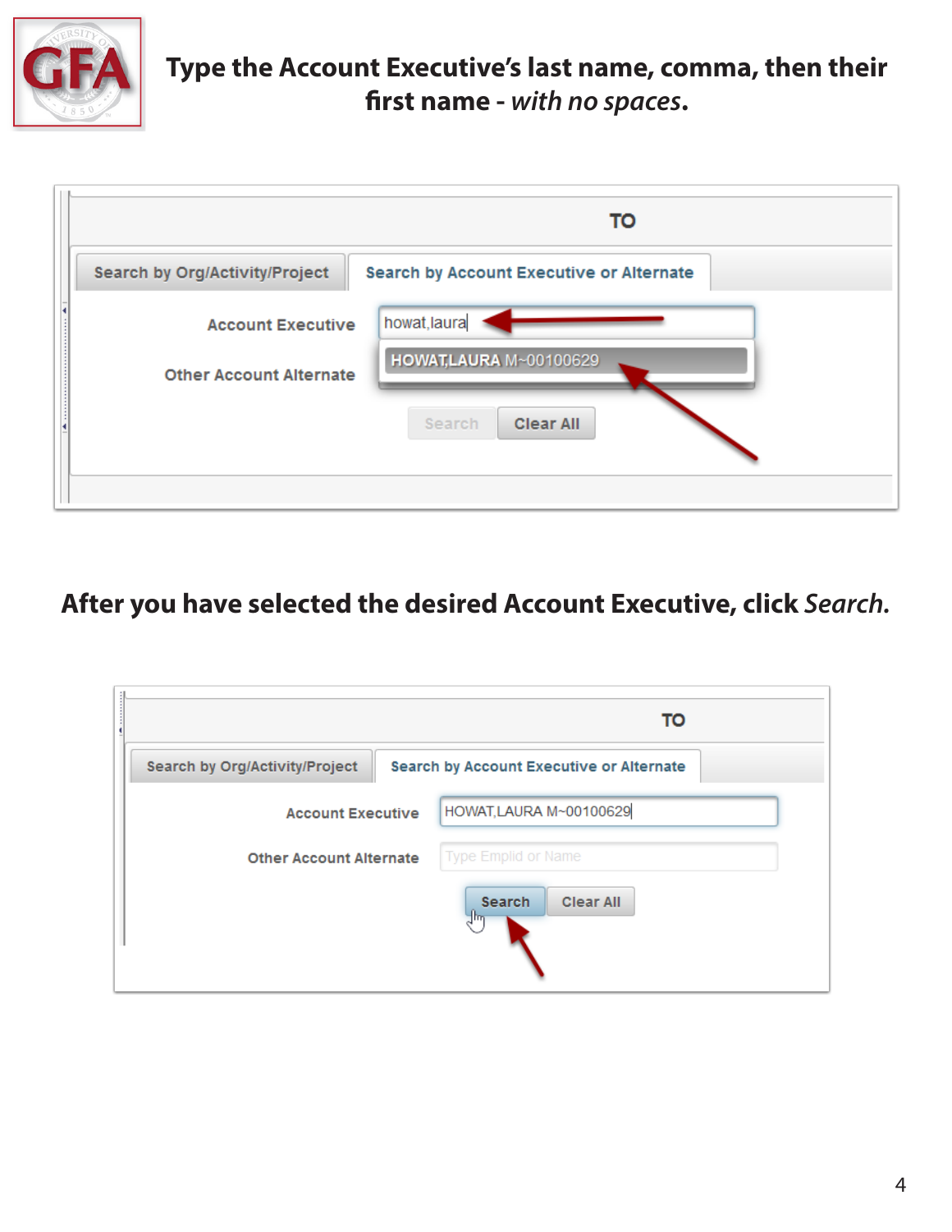**Type the Account Executive's last name, comma, then their first name - *with no spaces*.**

**After you have selected the desired Account Executive, click *Search*.**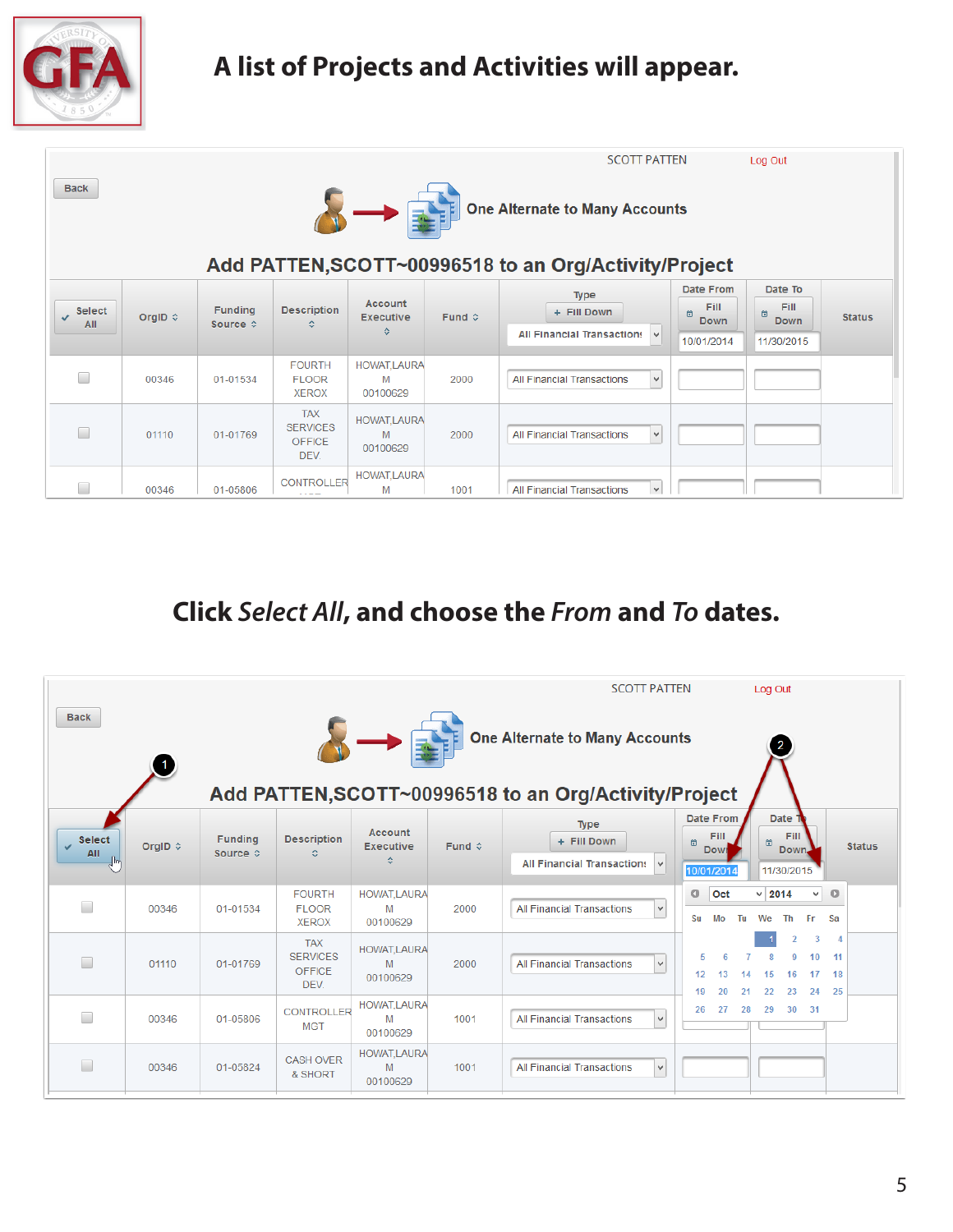# A list of Projects and Activities will appear.

SCOTT PATTEN Log Out

Back

One Alternate to Many Accounts

Add PATTEN,SCOTT~00996518 to an Org/Activity/Project

| Select All | OrgID | Funding Source | Description | Account Executive | Fund | Type (Fill Down; All Financial Transactions) | Date From (Fill Down; 10/01/2014) | Date To (Fill Down; 11/30/2015) | Status |
|---|---|---|---|---|---|---|---|---|---|
| ☐ | 00346 | 01-01534 | FOURTH FLOOR XEROX | HOWAT,LAURA M 00100629 | 2000 | All Financial Transactions | | | |
| ☐ | 01110 | 01-01769 | TAX SERVICES OFFICE DEV. | HOWAT,LAURA M 00100629 | 2000 | All Financial Transactions | | | |
| ☐ | 00346 | 01-05806 | CONTROLLER | HOWAT,LAURA M | 1001 | All Financial Transactions | | | |

# Click *Select All*, and choose the *From* and *To* dates.

SCOTT PATTEN Log Out

Back

One Alternate to Many Accounts

Add PATTEN,SCOTT~00996518 to an Org/Activity/Project

| Select All | OrgID | Funding Source | Description | Account Executive | Fund | Type (Fill Down; All Financial Transactions) | Date From (Fill Down; 10/01/2014) | Date To (Fill Down; 11/30/2015) | Status |
|---|---|---|---|---|---|---|---|---|---|
| ☐ | 00346 | 01-01534 | FOURTH FLOOR XEROX | HOWAT,LAURA M 00100629 | 2000 | All Financial Transactions | | | |
| ☐ | 01110 | 01-01769 | TAX SERVICES OFFICE DEV. | HOWAT,LAURA M 00100629 | 2000 | All Financial Transactions | | | |
| ☐ | 00346 | 01-05806 | CONTROLLER MGT | HOWAT,LAURA M 00100629 | 1001 | All Financial Transactions | | | |
| ☐ | 00346 | 01-05824 | CASH OVER & SHORT | HOWAT,LAURA M 00100629 | 1001 | All Financial Transactions | | | |

1 – Select All

2 – Date From / Date To (calendar: Oct 2014)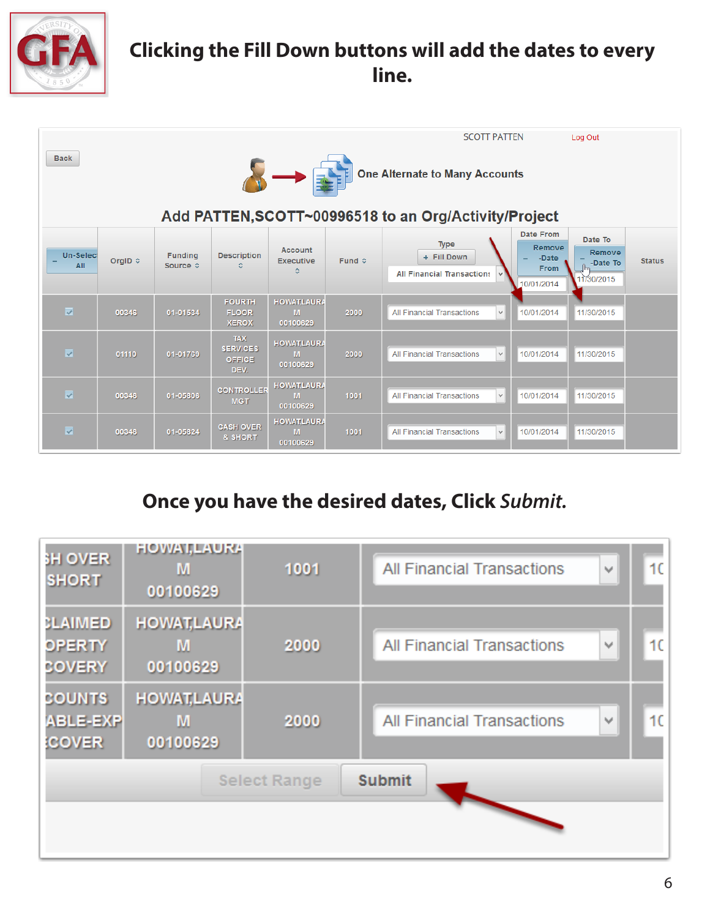## Clicking the Fill Down buttons will add the dates to every line.

SCOTT PATTEN Log Out

Back

One Alternate to Many Accounts

### Add PATTEN,SCOTT~00996518 to an Org/Activity/Project

| Un-Select All | OrgID | Funding Source | Description | Account Executive | Fund | Type (+ Fill Down; All Financial Transactions) | Date From (Remove -Date From; 10/01/2014) | Date To (Remove -Date To; 11/30/2015) | Status |
|---|---|---|---|---|---|---|---|---|---|
| ☑ | 00345 | 01-01534 | FOURTH FLOOR XEROX | HOWAT,LAURA M 00100629 | 2000 | All Financial Transactions | 10/01/2014 | 11/30/2015 | |
| ☑ | 01110 | 01-01769 | TAX SERVICES OFFICE DEV. | HOWAT,LAURA M 00100629 | 2000 | All Financial Transactions | 10/01/2014 | 11/30/2015 | |
| ☑ | 00346 | 01-05806 | CONTROLLER MGT | HOWAT,LAURA M 00100629 | 1001 | All Financial Transactions | 10/01/2014 | 11/30/2015 | |
| ☑ | 00346 | 01-05824 | CASH OVER & SHORT | HOWAT,LAURA M 00100629 | 1001 | All Financial Transactions | 10/01/2014 | 11/30/2015 | |

## Once you have the desired dates, Click *Submit.*

| Description | Account Executive | Fund | Type |
|---|---|---|---|
| ...SH OVER SHORT | HOWAT,LAURA M 00100629 | 1001 | All Financial Transactions |
| ...CLAIMED ...OPERTY ...COVERY | HOWAT,LAURA M 00100629 | 2000 | All Financial Transactions |
| ...COUNTS ...ABLE-EXP ...COVER | HOWAT,LAURA M 00100629 | 2000 | All Financial Transactions |

Select Range | Submit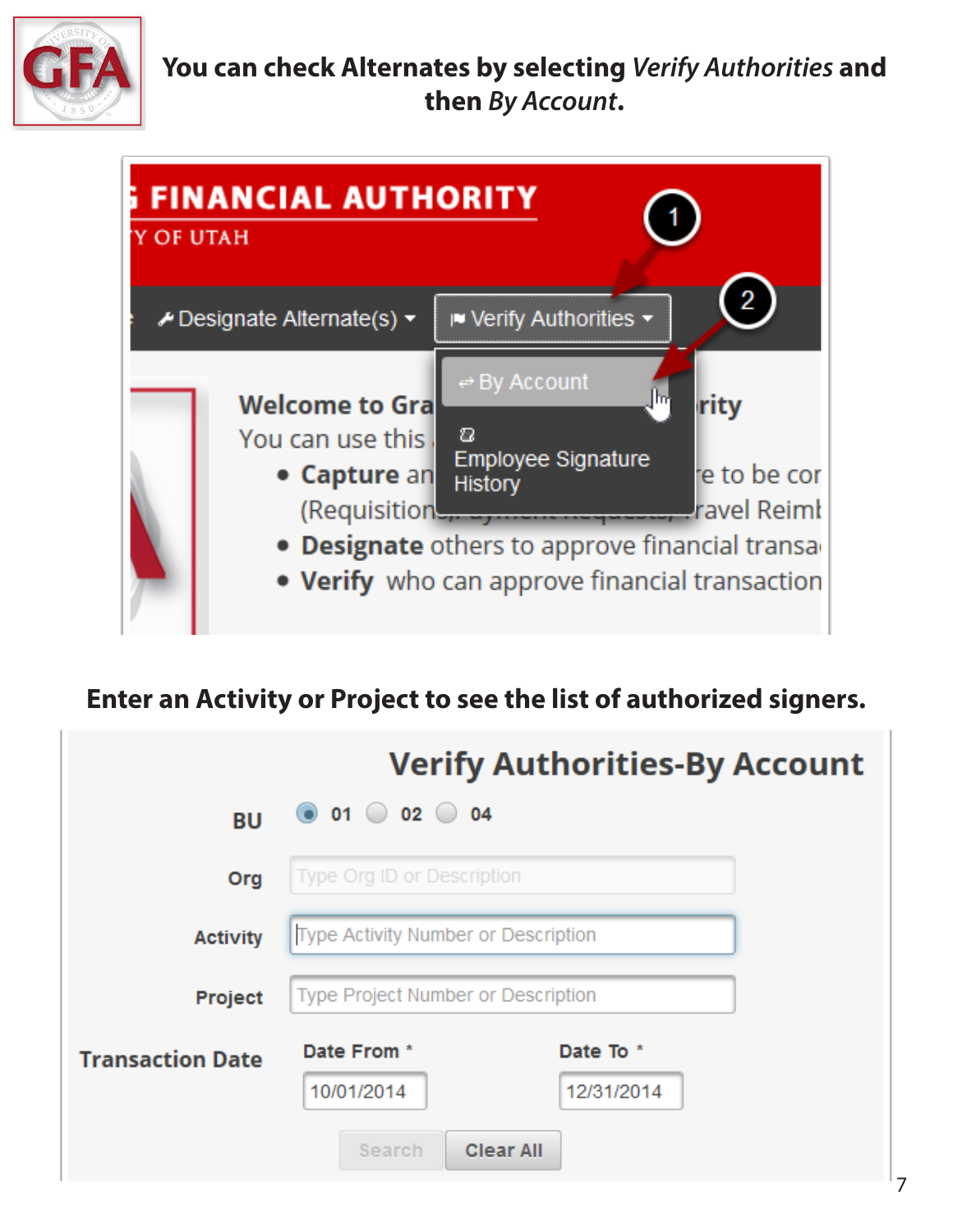**You can check Alternates by selecting *Verify Authorities* and then *By Account*.**

**Enter an Activity or Project to see the list of authorized signers.**